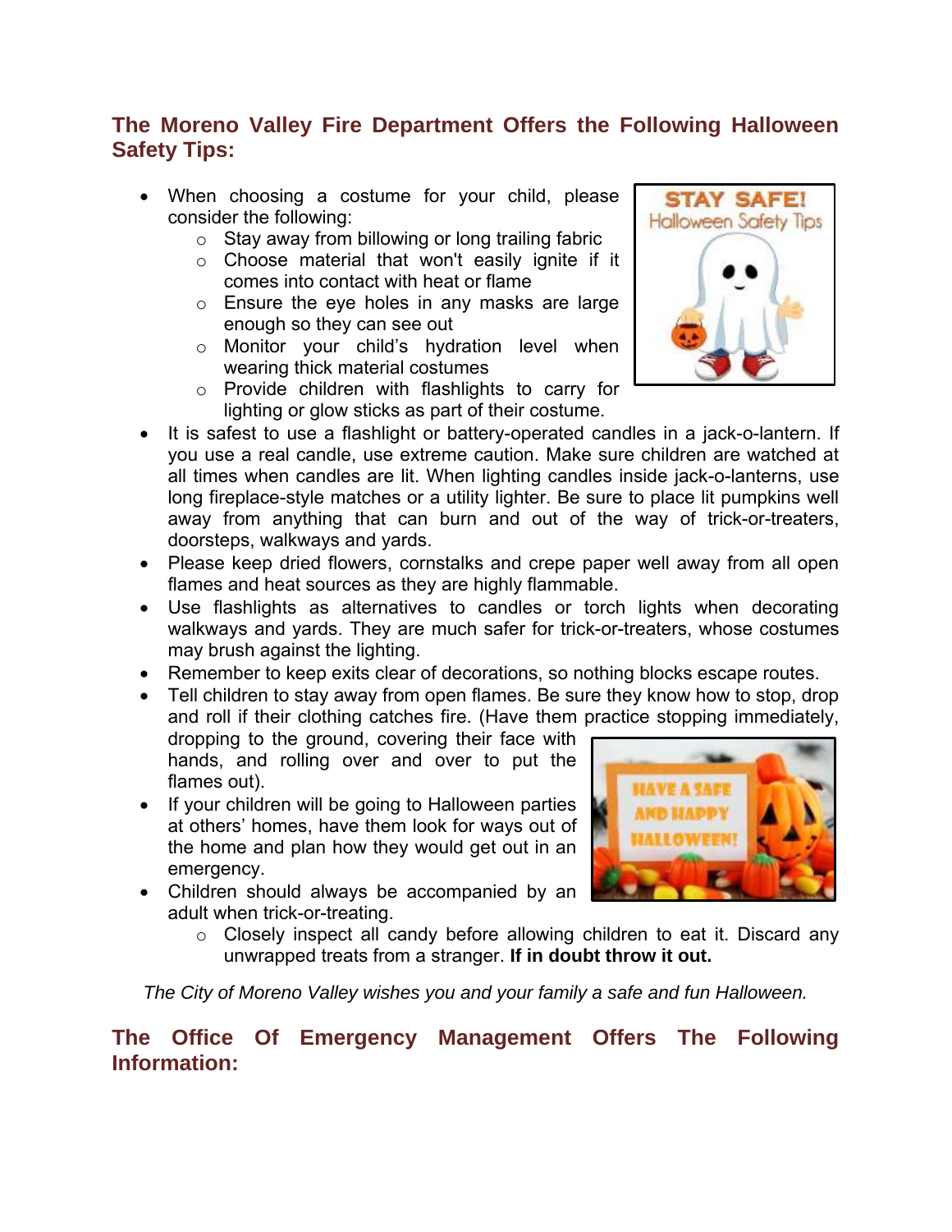## The Moreno Valley Fire Department Offers the Following Halloween Safety Tips:

- When choosing a costume for your child, please consider the following:
  - Stay away from billowing or long trailing fabric
  - Choose material that won't easily ignite if it comes into contact with heat or flame
  - Ensure the eye holes in any masks are large enough so they can see out
  - Monitor your child's hydration level when wearing thick material costumes
  - Provide children with flashlights to carry for lighting or glow sticks as part of their costume.
- It is safest to use a flashlight or battery-operated candles in a jack-o-lantern. If you use a real candle, use extreme caution. Make sure children are watched at all times when candles are lit. When lighting candles inside jack-o-lanterns, use long fireplace-style matches or a utility lighter. Be sure to place lit pumpkins well away from anything that can burn and out of the way of trick-or-treaters, doorsteps, walkways and yards.
- Please keep dried flowers, cornstalks and crepe paper well away from all open flames and heat sources as they are highly flammable.
- Use flashlights as alternatives to candles or torch lights when decorating walkways and yards. They are much safer for trick-or-treaters, whose costumes may brush against the lighting.
- Remember to keep exits clear of decorations, so nothing blocks escape routes.
- Tell children to stay away from open flames. Be sure they know how to stop, drop and roll if their clothing catches fire. (Have them practice stopping immediately, dropping to the ground, covering their face with hands, and rolling over and over to put the flames out).
- If your children will be going to Halloween parties at others' homes, have them look for ways out of the home and plan how they would get out in an emergency.
- Children should always be accompanied by an adult when trick-or-treating.
  - Closely inspect all candy before allowing children to eat it. Discard any unwrapped treats from a stranger. **If in doubt throw it out.**

*The City of Moreno Valley wishes you and your family a safe and fun Halloween.*

## The Office Of Emergency Management Offers The Following Information: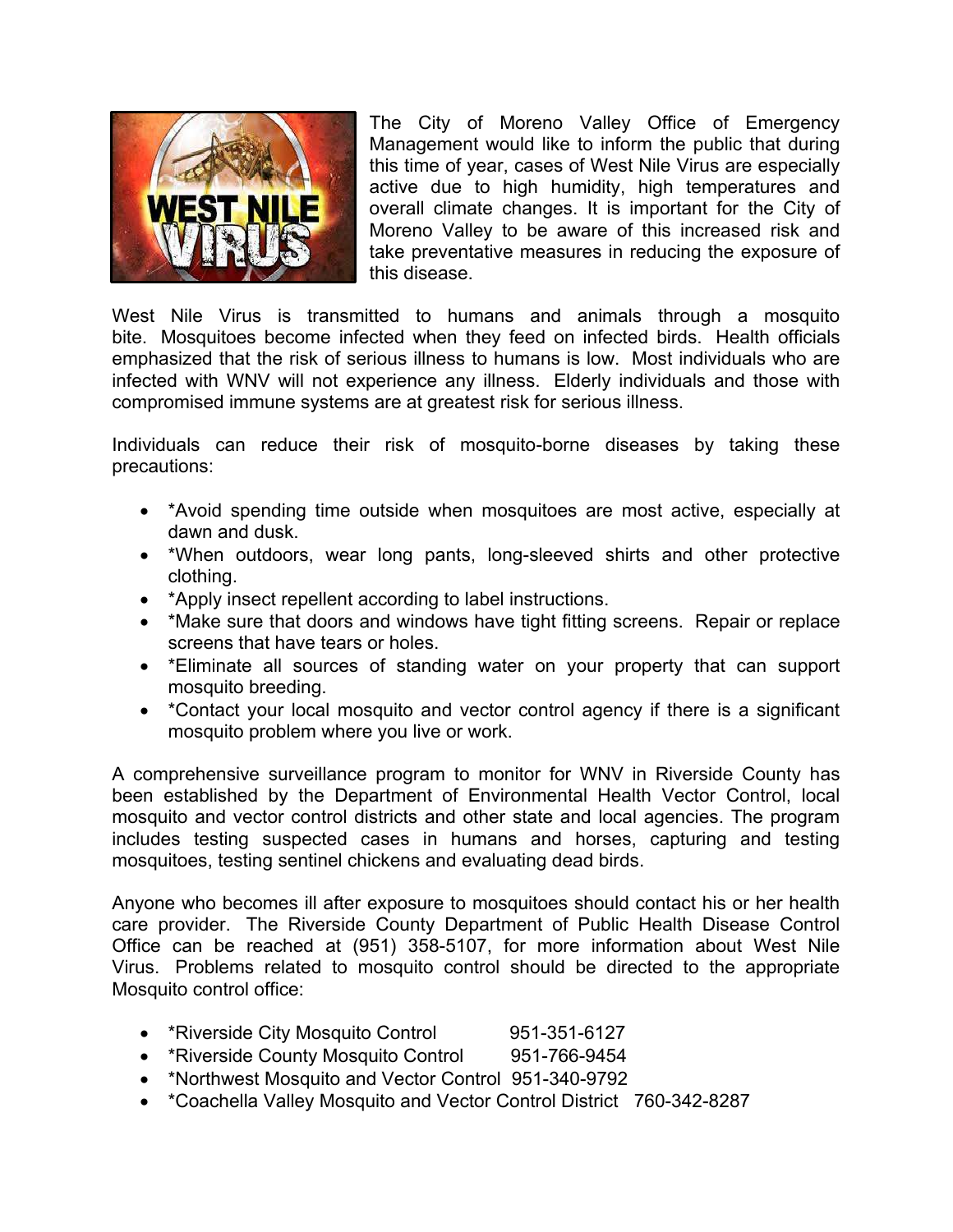The City of Moreno Valley Office of Emergency Management would like to inform the public that during this time of year, cases of West Nile Virus are especially active due to high humidity, high temperatures and overall climate changes. It is important for the City of Moreno Valley to be aware of this increased risk and take preventative measures in reducing the exposure of this disease.

West Nile Virus is transmitted to humans and animals through a mosquito bite. Mosquitoes become infected when they feed on infected birds. Health officials emphasized that the risk of serious illness to humans is low. Most individuals who are infected with WNV will not experience any illness. Elderly individuals and those with compromised immune systems are at greatest risk for serious illness.

Individuals can reduce their risk of mosquito-borne diseases by taking these precautions:

- *Avoid spending time outside when mosquitoes are most active, especially at dawn and dusk.
- *When outdoors, wear long pants, long-sleeved shirts and other protective clothing.
- *Apply insect repellent according to label instructions.
- *Make sure that doors and windows have tight fitting screens. Repair or replace screens that have tears or holes.
- *Eliminate all sources of standing water on your property that can support mosquito breeding.
- *Contact your local mosquito and vector control agency if there is a significant mosquito problem where you live or work.

A comprehensive surveillance program to monitor for WNV in Riverside County has been established by the Department of Environmental Health Vector Control, local mosquito and vector control districts and other state and local agencies. The program includes testing suspected cases in humans and horses, capturing and testing mosquitoes, testing sentinel chickens and evaluating dead birds.

Anyone who becomes ill after exposure to mosquitoes should contact his or her health care provider. The Riverside County Department of Public Health Disease Control Office can be reached at (951) 358-5107, for more information about West Nile Virus. Problems related to mosquito control should be directed to the appropriate Mosquito control office:

- *Riverside City Mosquito Control 951-351-6127
- *Riverside County Mosquito Control 951-766-9454
- *Northwest Mosquito and Vector Control 951-340-9792
- *Coachella Valley Mosquito and Vector Control District 760-342-8287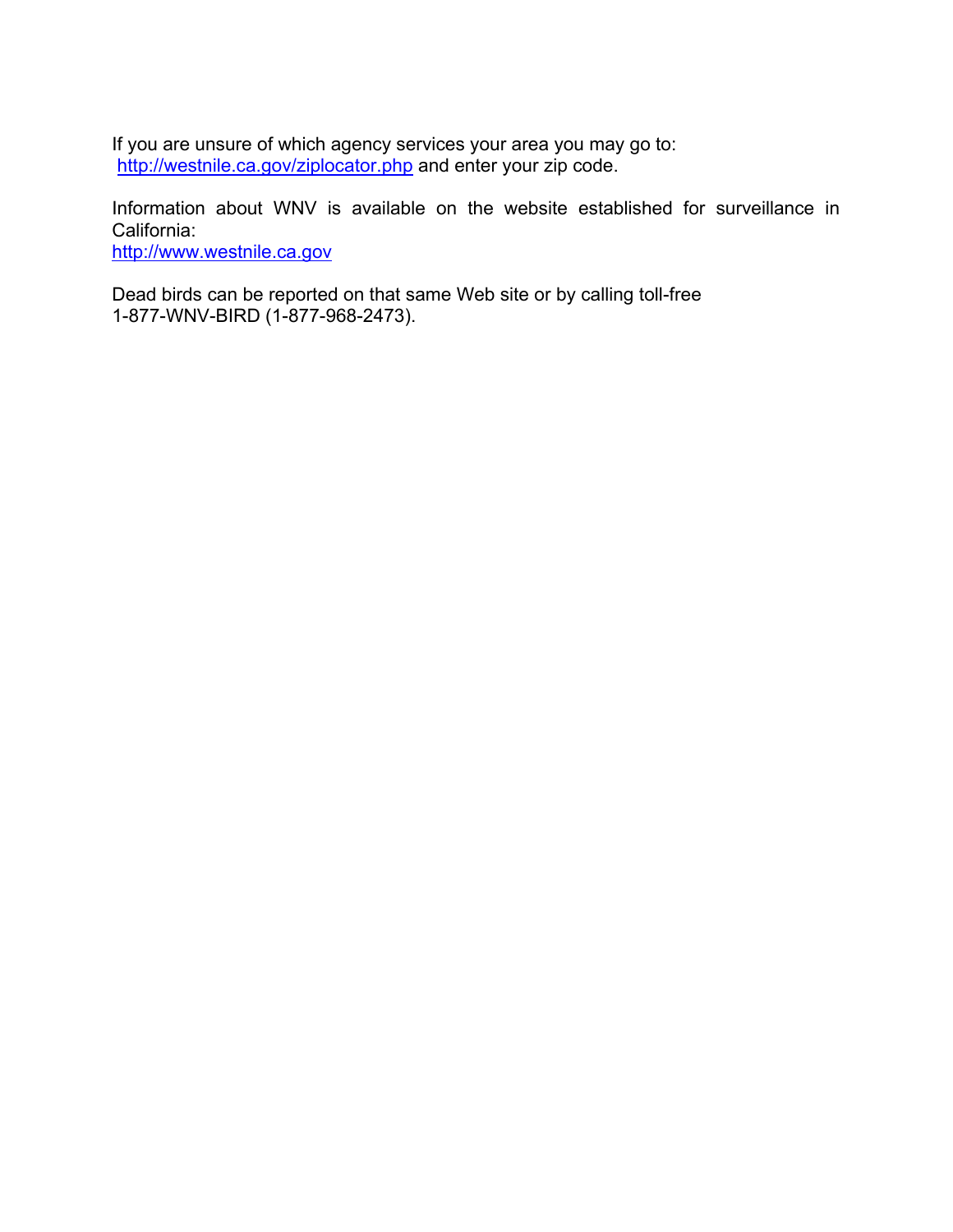If you are unsure of which agency services your area you may go to:
[http://westnile.ca.gov/ziplocator.php](http://westnile.ca.gov/ziplocator.php) and enter your zip code.

Information about WNV is available on the website established for surveillance in California:
[http://www.westnile.ca.gov](http://www.westnile.ca.gov)

Dead birds can be reported on that same Web site or by calling toll-free
1-877-WNV-BIRD (1-877-968-2473).